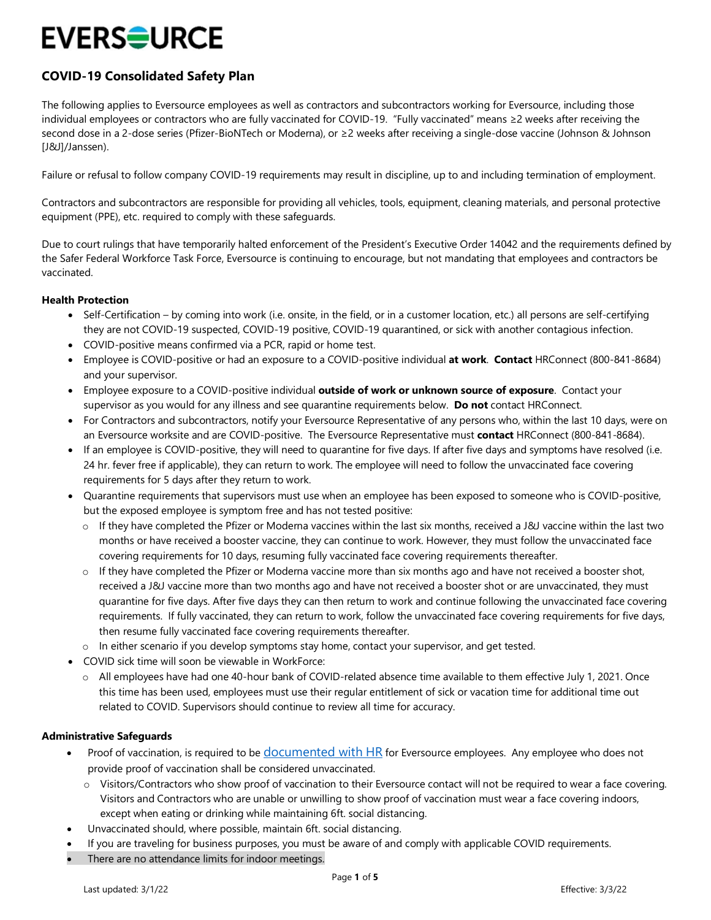# EVERSOURCE

## COVID-19 Consolidated Safety Plan

The following applies to Eversource employees as well as contractors and subcontractors working for Eversource, including those individual employees or contractors who are fully vaccinated for COVID-19. "Fully vaccinated" means ≥2 weeks after receiving the second dose in a 2-dose series (Pfizer-BioNTech or Moderna), or ≥2 weeks after receiving a single-dose vaccine (Johnson & Johnson [J&J]/Janssen).

Failure or refusal to follow company COVID-19 requirements may result in discipline, up to and including termination of employment.

Contractors and subcontractors are responsible for providing all vehicles, tools, equipment, cleaning materials, and personal protective equipment (PPE), etc. required to comply with these safeguards.

Due to court rulings that have temporarily halted enforcement of the President's Executive Order 14042 and the requirements defined by the Safer Federal Workforce Task Force, Eversource is continuing to encourage, but not mandating that employees and contractors be vaccinated.

**Health Protection**

- Self-Certification – by coming into work (i.e. onsite, in the field, or in a customer location, etc.) all persons are self-certifying they are not COVID-19 suspected, COVID-19 positive, COVID-19 quarantined, or sick with another contagious infection.
- COVID-positive means confirmed via a PCR, rapid or home test.
- Employee is COVID-positive or had an exposure to a COVID-positive individual **at work**. **Contact** HRConnect (800-841-8684) and your supervisor.
- Employee exposure to a COVID-positive individual **outside of work or unknown source of exposure**. Contact your supervisor as you would for any illness and see quarantine requirements below. **Do not** contact HRConnect.
- For Contractors and subcontractors, notify your Eversource Representative of any persons who, within the last 10 days, were on an Eversource worksite and are COVID-positive. The Eversource Representative must **contact** HRConnect (800-841-8684).
- If an employee is COVID-positive, they will need to quarantine for five days. If after five days and symptoms have resolved (i.e. 24 hr. fever free if applicable), they can return to work. The employee will need to follow the unvaccinated face covering requirements for 5 days after they return to work.
- Quarantine requirements that supervisors must use when an employee has been exposed to someone who is COVID-positive, but the exposed employee is symptom free and has not tested positive:
  - If they have completed the Pfizer or Moderna vaccines within the last six months, received a J&J vaccine within the last two months or have received a booster vaccine, they can continue to work. However, they must follow the unvaccinated face covering requirements for 10 days, resuming fully vaccinated face covering requirements thereafter.
  - If they have completed the Pfizer or Moderna vaccine more than six months ago and have not received a booster shot, received a J&J vaccine more than two months ago and have not received a booster shot or are unvaccinated, they must quarantine for five days. After five days they can then return to work and continue following the unvaccinated face covering requirements. If fully vaccinated, they can return to work, follow the unvaccinated face covering requirements for five days, then resume fully vaccinated face covering requirements thereafter.
  - In either scenario if you develop symptoms stay home, contact your supervisor, and get tested.
- COVID sick time will soon be viewable in WorkForce:
  - All employees have had one 40-hour bank of COVID-related absence time available to them effective July 1, 2021. Once this time has been used, employees must use their regular entitlement of sick or vacation time for additional time out related to COVID. Supervisors should continue to review all time for accuracy.

**Administrative Safeguards**

- Proof of vaccination, is required to be documented with HR for Eversource employees. Any employee who does not provide proof of vaccination shall be considered unvaccinated.
  - Visitors/Contractors who show proof of vaccination to their Eversource contact will not be required to wear a face covering. Visitors and Contractors who are unable or unwilling to show proof of vaccination must wear a face covering indoors, except when eating or drinking while maintaining 6ft. social distancing.
- Unvaccinated should, where possible, maintain 6ft. social distancing.
- If you are traveling for business purposes, you must be aware of and comply with applicable COVID requirements.
- There are no attendance limits for indoor meetings.

Last updated: 3/1/22 Effective: 3/3/22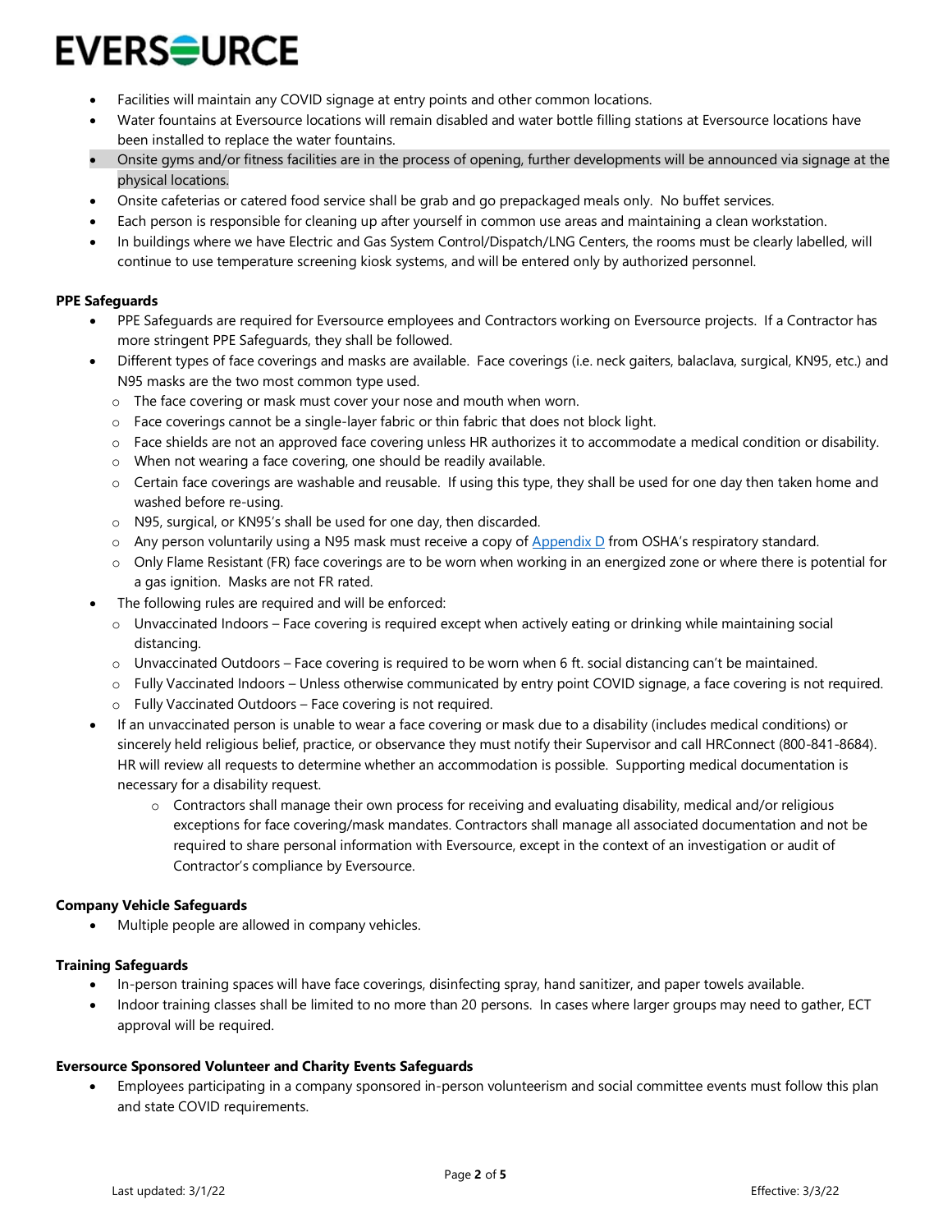- Facilities will maintain any COVID signage at entry points and other common locations.
- Water fountains at Eversource locations will remain disabled and water bottle filling stations at Eversource locations have been installed to replace the water fountains.
- Onsite gyms and/or fitness facilities are in the process of opening, further developments will be announced via signage at the physical locations.
- Onsite cafeterias or catered food service shall be grab and go prepackaged meals only. No buffet services.
- Each person is responsible for cleaning up after yourself in common use areas and maintaining a clean workstation.
- In buildings where we have Electric and Gas System Control/Dispatch/LNG Centers, the rooms must be clearly labelled, will continue to use temperature screening kiosk systems, and will be entered only by authorized personnel.

**PPE Safeguards**

- PPE Safeguards are required for Eversource employees and Contractors working on Eversource projects. If a Contractor has more stringent PPE Safeguards, they shall be followed.
- Different types of face coverings and masks are available. Face coverings (i.e. neck gaiters, balaclava, surgical, KN95, etc.) and N95 masks are the two most common type used.
  - The face covering or mask must cover your nose and mouth when worn.
  - Face coverings cannot be a single-layer fabric or thin fabric that does not block light.
  - Face shields are not an approved face covering unless HR authorizes it to accommodate a medical condition or disability.
  - When not wearing a face covering, one should be readily available.
  - Certain face coverings are washable and reusable. If using this type, they shall be used for one day then taken home and washed before re-using.
  - N95, surgical, or KN95's shall be used for one day, then discarded.
  - Any person voluntarily using a N95 mask must receive a copy of Appendix D from OSHA's respiratory standard.
  - Only Flame Resistant (FR) face coverings are to be worn when working in an energized zone or where there is potential for a gas ignition. Masks are not FR rated.
- The following rules are required and will be enforced:
  - Unvaccinated Indoors – Face covering is required except when actively eating or drinking while maintaining social distancing.
  - Unvaccinated Outdoors – Face covering is required to be worn when 6 ft. social distancing can't be maintained.
  - Fully Vaccinated Indoors – Unless otherwise communicated by entry point COVID signage, a face covering is not required.
  - Fully Vaccinated Outdoors – Face covering is not required.
- If an unvaccinated person is unable to wear a face covering or mask due to a disability (includes medical conditions) or sincerely held religious belief, practice, or observance they must notify their Supervisor and call HRConnect (800-841-8684). HR will review all requests to determine whether an accommodation is possible. Supporting medical documentation is necessary for a disability request.
  - Contractors shall manage their own process for receiving and evaluating disability, medical and/or religious exceptions for face covering/mask mandates. Contractors shall manage all associated documentation and not be required to share personal information with Eversource, except in the context of an investigation or audit of Contractor's compliance by Eversource.

**Company Vehicle Safeguards**

- Multiple people are allowed in company vehicles.

**Training Safeguards**

- In-person training spaces will have face coverings, disinfecting spray, hand sanitizer, and paper towels available.
- Indoor training classes shall be limited to no more than 20 persons. In cases where larger groups may need to gather, ECT approval will be required.

**Eversource Sponsored Volunteer and Charity Events Safeguards**

- Employees participating in a company sponsored in-person volunteerism and social committee events must follow this plan and state COVID requirements.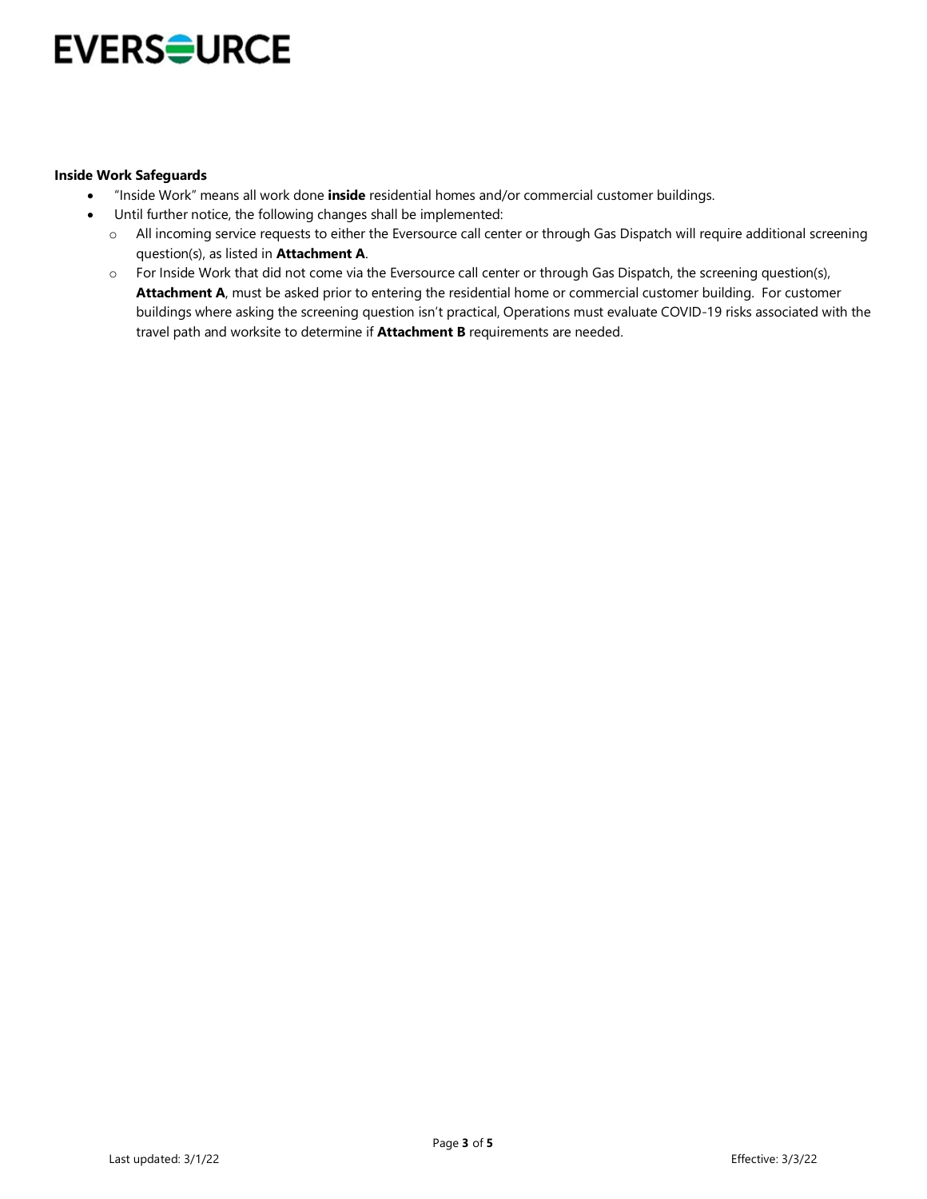**Inside Work Safeguards**

- "Inside Work" means all work done **inside** residential homes and/or commercial customer buildings.
- Until further notice, the following changes shall be implemented:
  - All incoming service requests to either the Eversource call center or through Gas Dispatch will require additional screening question(s), as listed in **Attachment A**.
  - For Inside Work that did not come via the Eversource call center or through Gas Dispatch, the screening question(s), **Attachment A**, must be asked prior to entering the residential home or commercial customer building. For customer buildings where asking the screening question isn't practical, Operations must evaluate COVID-19 risks associated with the travel path and worksite to determine if **Attachment B** requirements are needed.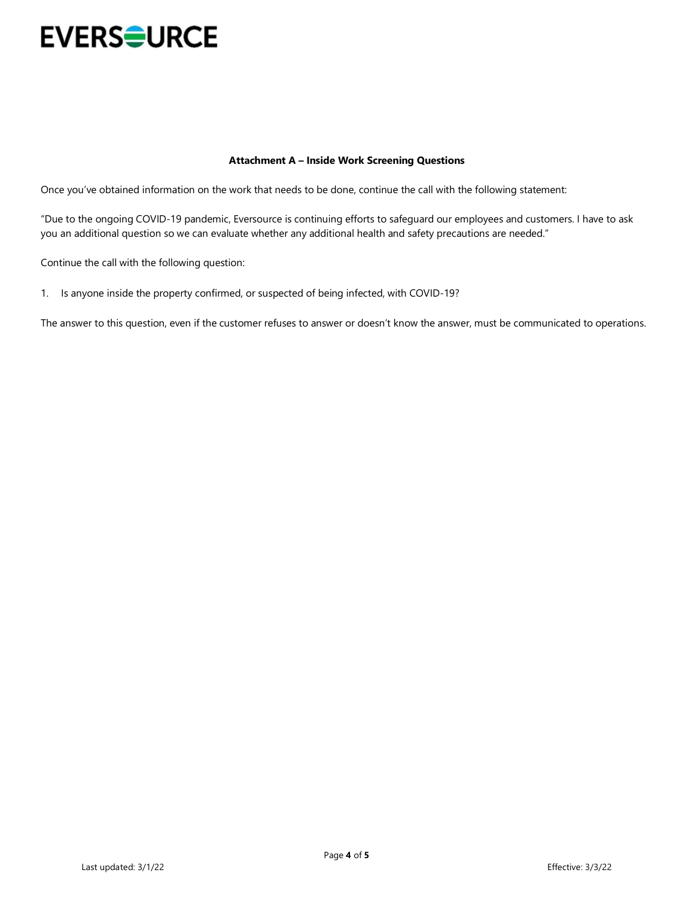**Attachment A – Inside Work Screening Questions**

Once you've obtained information on the work that needs to be done, continue the call with the following statement:

"Due to the ongoing COVID-19 pandemic, Eversource is continuing efforts to safeguard our employees and customers. I have to ask you an additional question so we can evaluate whether any additional health and safety precautions are needed."

Continue the call with the following question:

1. Is anyone inside the property confirmed, or suspected of being infected, with COVID-19?

The answer to this question, even if the customer refuses to answer or doesn't know the answer, must be communicated to operations.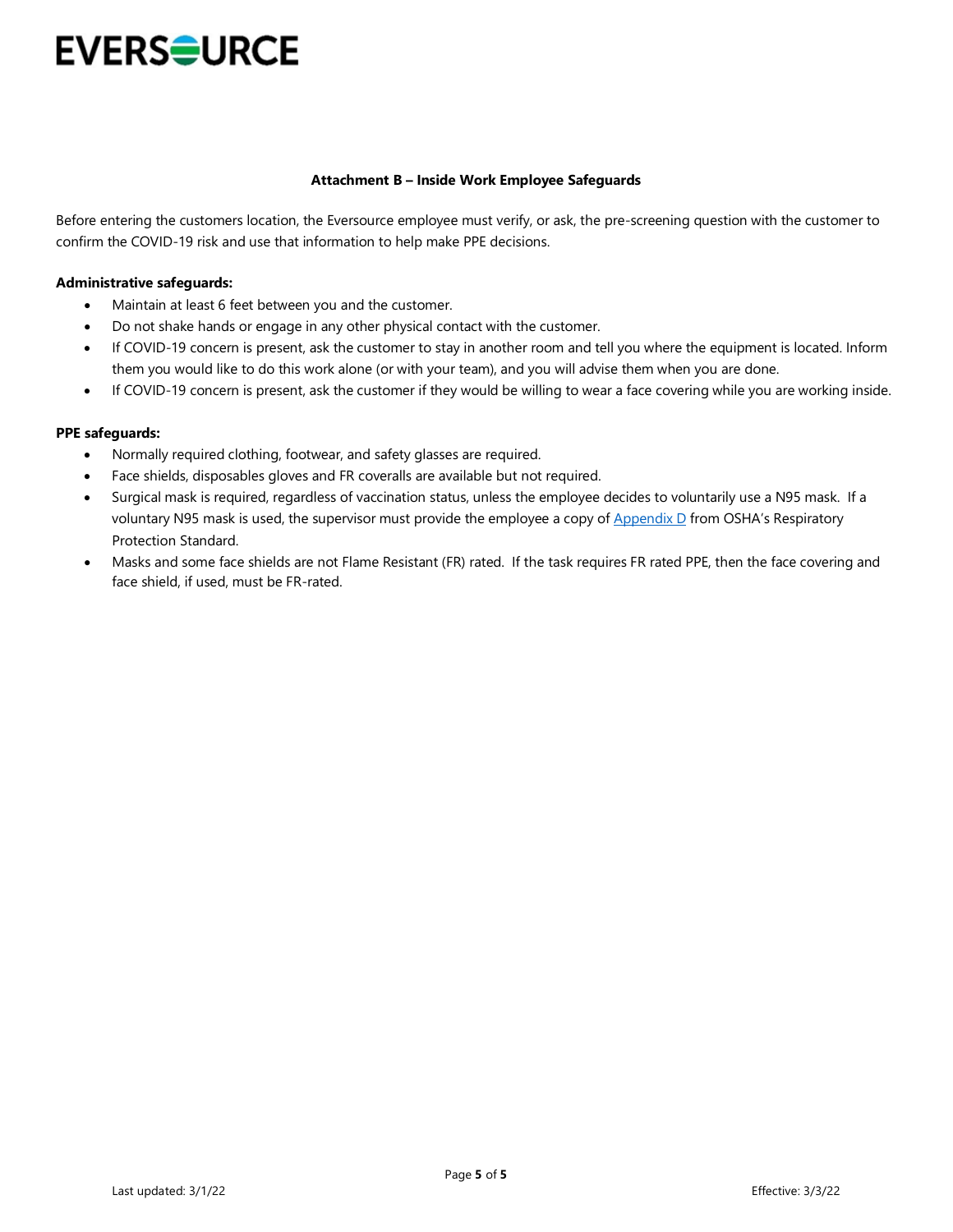### Attachment B – Inside Work Employee Safeguards

Before entering the customers location, the Eversource employee must verify, or ask, the pre-screening question with the customer to confirm the COVID-19 risk and use that information to help make PPE decisions.

**Administrative safeguards:**

- Maintain at least 6 feet between you and the customer.
- Do not shake hands or engage in any other physical contact with the customer.
- If COVID-19 concern is present, ask the customer to stay in another room and tell you where the equipment is located. Inform them you would like to do this work alone (or with your team), and you will advise them when you are done.
- If COVID-19 concern is present, ask the customer if they would be willing to wear a face covering while you are working inside.

**PPE safeguards:**

- Normally required clothing, footwear, and safety glasses are required.
- Face shields, disposables gloves and FR coveralls are available but not required.
- Surgical mask is required, regardless of vaccination status, unless the employee decides to voluntarily use a N95 mask. If a voluntary N95 mask is used, the supervisor must provide the employee a copy of Appendix D from OSHA's Respiratory Protection Standard.
- Masks and some face shields are not Flame Resistant (FR) rated. If the task requires FR rated PPE, then the face covering and face shield, if used, must be FR-rated.